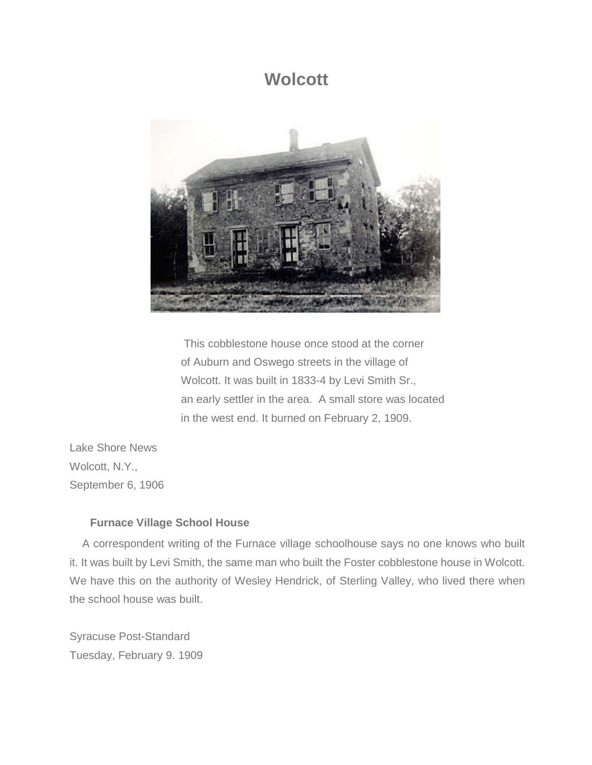# Wolcott

This cobblestone house once stood at the corner of Auburn and Oswego streets in the village of Wolcott. It was built in 1833-4 by Levi Smith Sr., an early settler in the area. A small store was located in the west end. It burned on February 2, 1909.

Lake Shore News
Wolcott, N.Y.,
September 6, 1906

**Furnace Village School House**

A correspondent writing of the Furnace village schoolhouse says no one knows who built it. It was built by Levi Smith, the same man who built the Foster cobblestone house in Wolcott. We have this on the authority of Wesley Hendrick, of Sterling Valley, who lived there when the school house was built.

Syracuse Post-Standard
Tuesday, February 9. 1909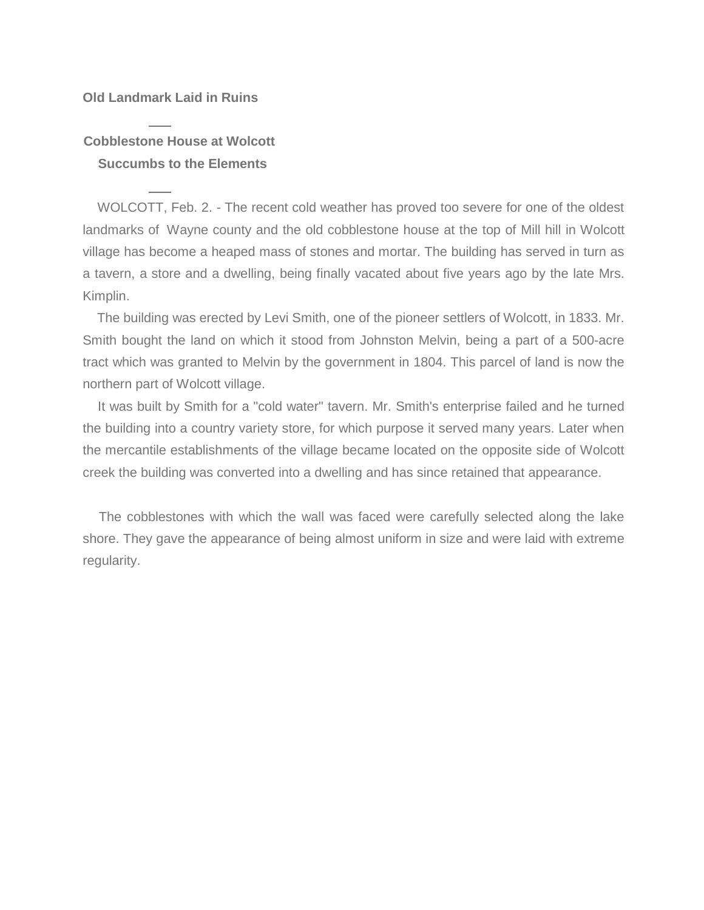**Old Landmark Laid in Ruins**

---

**Cobblestone House at Wolcott**

**Succumbs to the Elements**

---

WOLCOTT, Feb. 2. - The recent cold weather has proved too severe for one of the oldest landmarks of Wayne county and the old cobblestone house at the top of Mill hill in Wolcott village has become a heaped mass of stones and mortar. The building has served in turn as a tavern, a store and a dwelling, being finally vacated about five years ago by the late Mrs. Kimplin.

The building was erected by Levi Smith, one of the pioneer settlers of Wolcott, in 1833. Mr. Smith bought the land on which it stood from Johnston Melvin, being a part of a 500-acre tract which was granted to Melvin by the government in 1804. This parcel of land is now the northern part of Wolcott village.

It was built by Smith for a "cold water" tavern. Mr. Smith's enterprise failed and he turned the building into a country variety store, for which purpose it served many years. Later when the mercantile establishments of the village became located on the opposite side of Wolcott creek the building was converted into a dwelling and has since retained that appearance.

The cobblestones with which the wall was faced were carefully selected along the lake shore. They gave the appearance of being almost uniform in size and were laid with extreme regularity.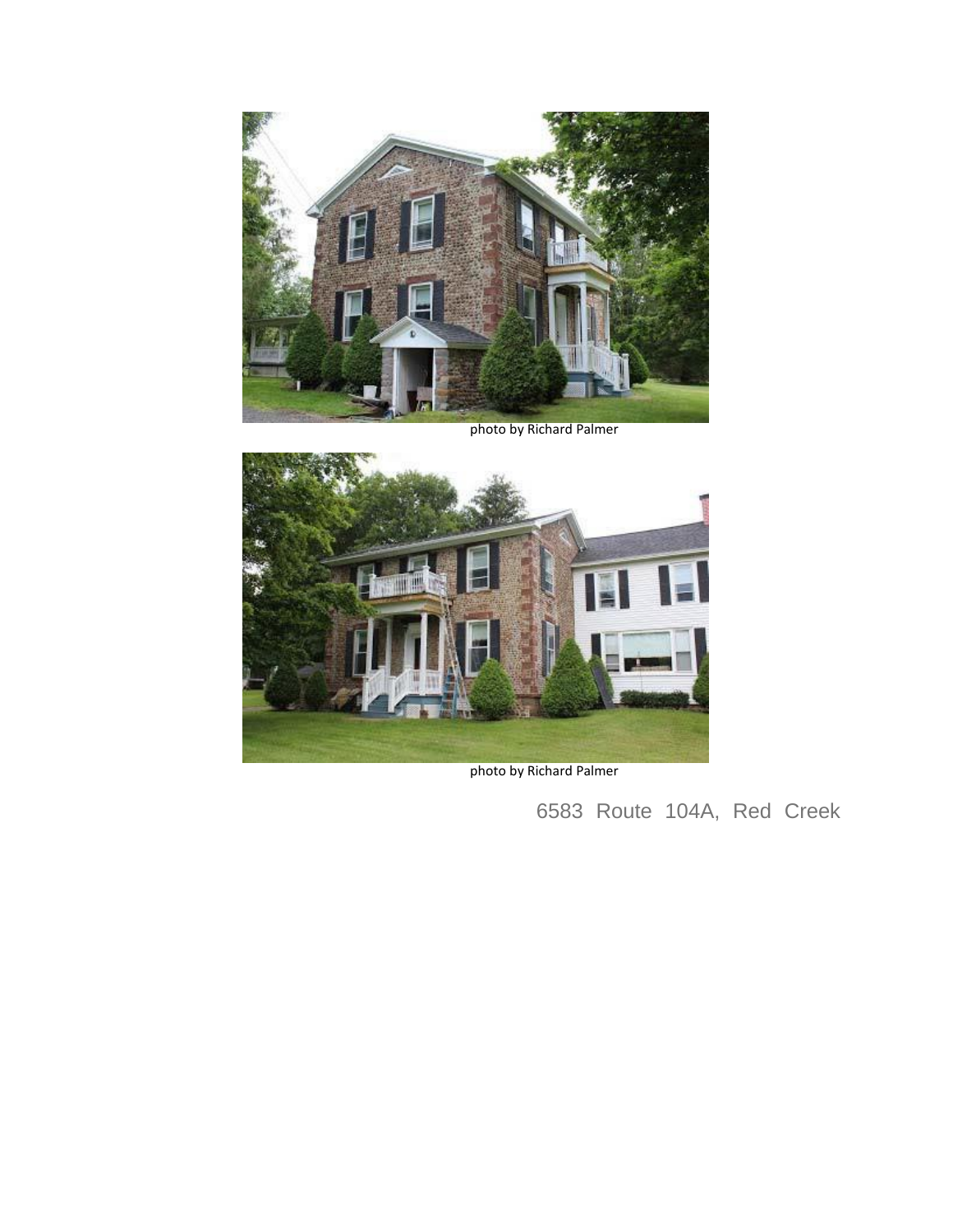photo by Richard Palmer

photo by Richard Palmer

6583 Route 104A, Red Creek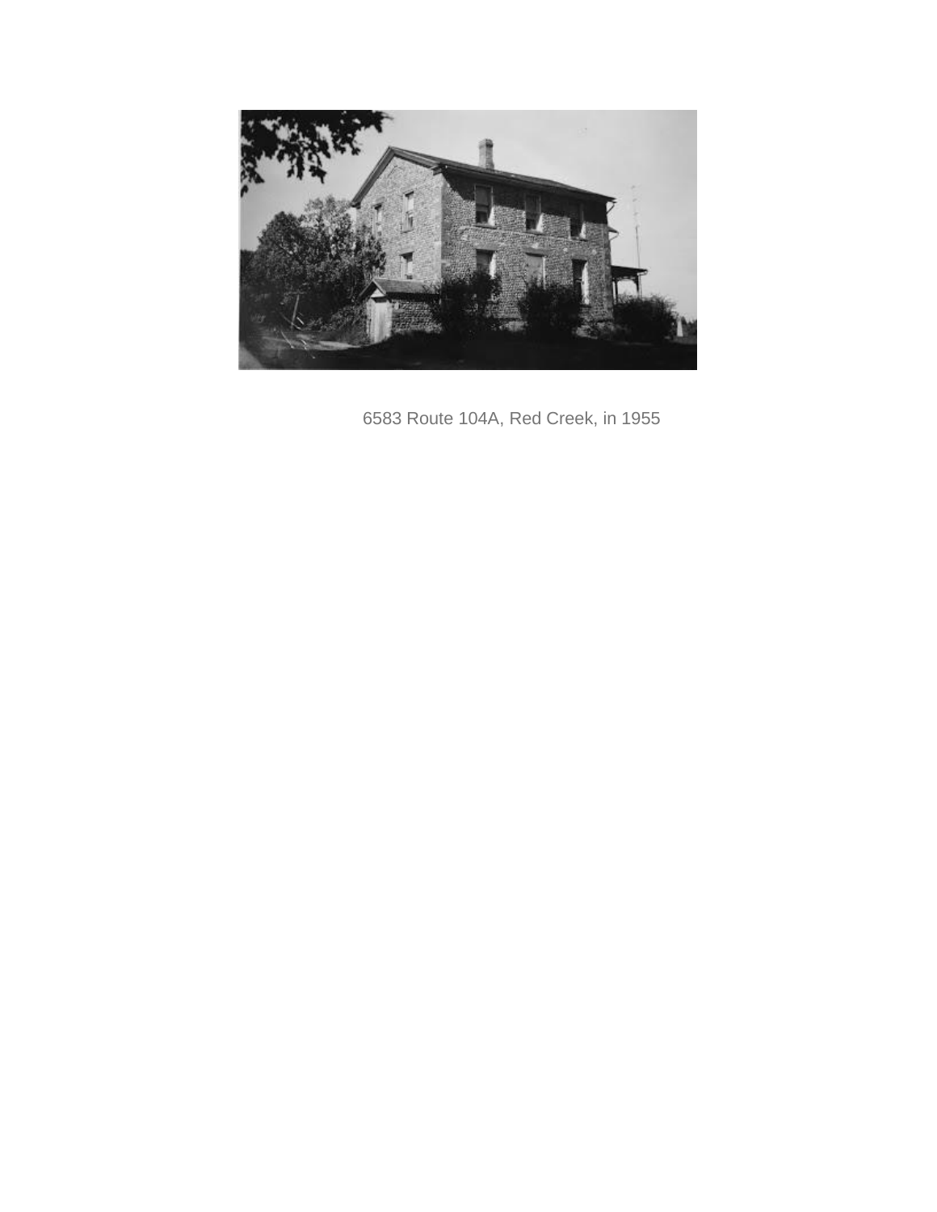6583 Route 104A, Red Creek, in 1955